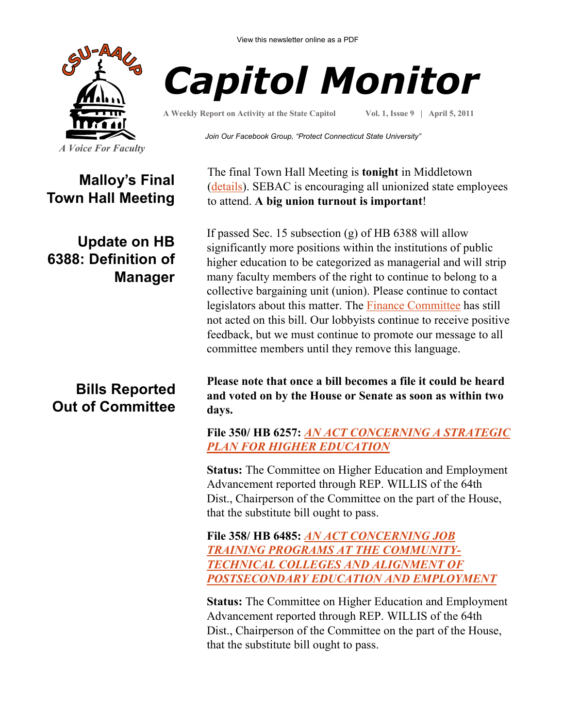View this newsletter online as a PDF

# Capitol Monitor

A Weekly Report on Activity at the State Capitol | Vol. 1, Issue 9 | April 5, 2011

*Join Our Facebook Group, "Protect Connecticut State University"*

*A Voice For Faculty*

## Malloy's Final Town Hall Meeting

The final Town Hall Meeting is **tonight** in Middletown (details). SEBAC is encouraging all unionized state employees to attend. **A big union turnout is important**!

## Update on HB 6388: Definition of Manager

If passed Sec. 15 subsection (g) of HB 6388 will allow significantly more positions within the institutions of public higher education to be categorized as managerial and will strip many faculty members of the right to continue to belong to a collective bargaining unit (union). Please continue to contact legislators about this matter. The Finance Committee has still not acted on this bill. Our lobbyists continue to receive positive feedback, but we must continue to promote our message to all committee members until they remove this language.

## Bills Reported Out of Committee

**Please note that once a bill becomes a file it could be heard and voted on by the House or Senate as soon as within two days.**

**File 350/ HB 6257: *AN ACT CONCERNING A STRATEGIC PLAN FOR HIGHER EDUCATION***

**Status:** The Committee on Higher Education and Employment Advancement reported through REP. WILLIS of the 64th Dist., Chairperson of the Committee on the part of the House, that the substitute bill ought to pass.

**File 358/ HB 6485: *AN ACT CONCERNING JOB TRAINING PROGRAMS AT THE COMMUNITY-TECHNICAL COLLEGES AND ALIGNMENT OF POSTSECONDARY EDUCATION AND EMPLOYMENT***

**Status:** The Committee on Higher Education and Employment Advancement reported through REP. WILLIS of the 64th Dist., Chairperson of the Committee on the part of the House, that the substitute bill ought to pass.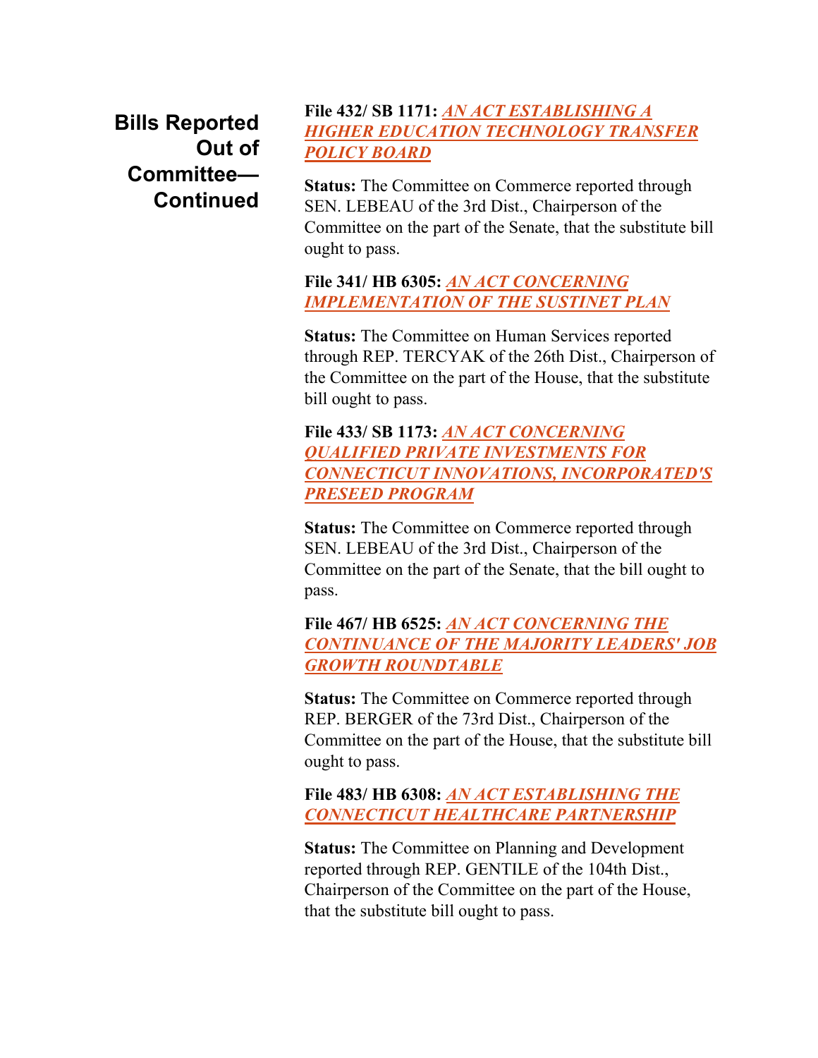## Bills Reported Out of Committee—Continued

**File 432/ SB 1171:** ***AN ACT ESTABLISHING A HIGHER EDUCATION TECHNOLOGY TRANSFER POLICY BOARD***

**Status:** The Committee on Commerce reported through SEN. LEBEAU of the 3rd Dist., Chairperson of the Committee on the part of the Senate, that the substitute bill ought to pass.

**File 341/ HB 6305:** ***AN ACT CONCERNING IMPLEMENTATION OF THE SUSTINET PLAN***

**Status:** The Committee on Human Services reported through REP. TERCYAK of the 26th Dist., Chairperson of the Committee on the part of the House, that the substitute bill ought to pass.

**File 433/ SB 1173:** ***AN ACT CONCERNING QUALIFIED PRIVATE INVESTMENTS FOR CONNECTICUT INNOVATIONS, INCORPORATED'S PRESEED PROGRAM***

**Status:** The Committee on Commerce reported through SEN. LEBEAU of the 3rd Dist., Chairperson of the Committee on the part of the Senate, that the bill ought to pass.

**File 467/ HB 6525:** ***AN ACT CONCERNING THE CONTINUANCE OF THE MAJORITY LEADERS' JOB GROWTH ROUNDTABLE***

**Status:** The Committee on Commerce reported through REP. BERGER of the 73rd Dist., Chairperson of the Committee on the part of the House, that the substitute bill ought to pass.

**File 483/ HB 6308:** ***AN ACT ESTABLISHING THE CONNECTICUT HEALTHCARE PARTNERSHIP***

**Status:** The Committee on Planning and Development reported through REP. GENTILE of the 104th Dist., Chairperson of the Committee on the part of the House, that the substitute bill ought to pass.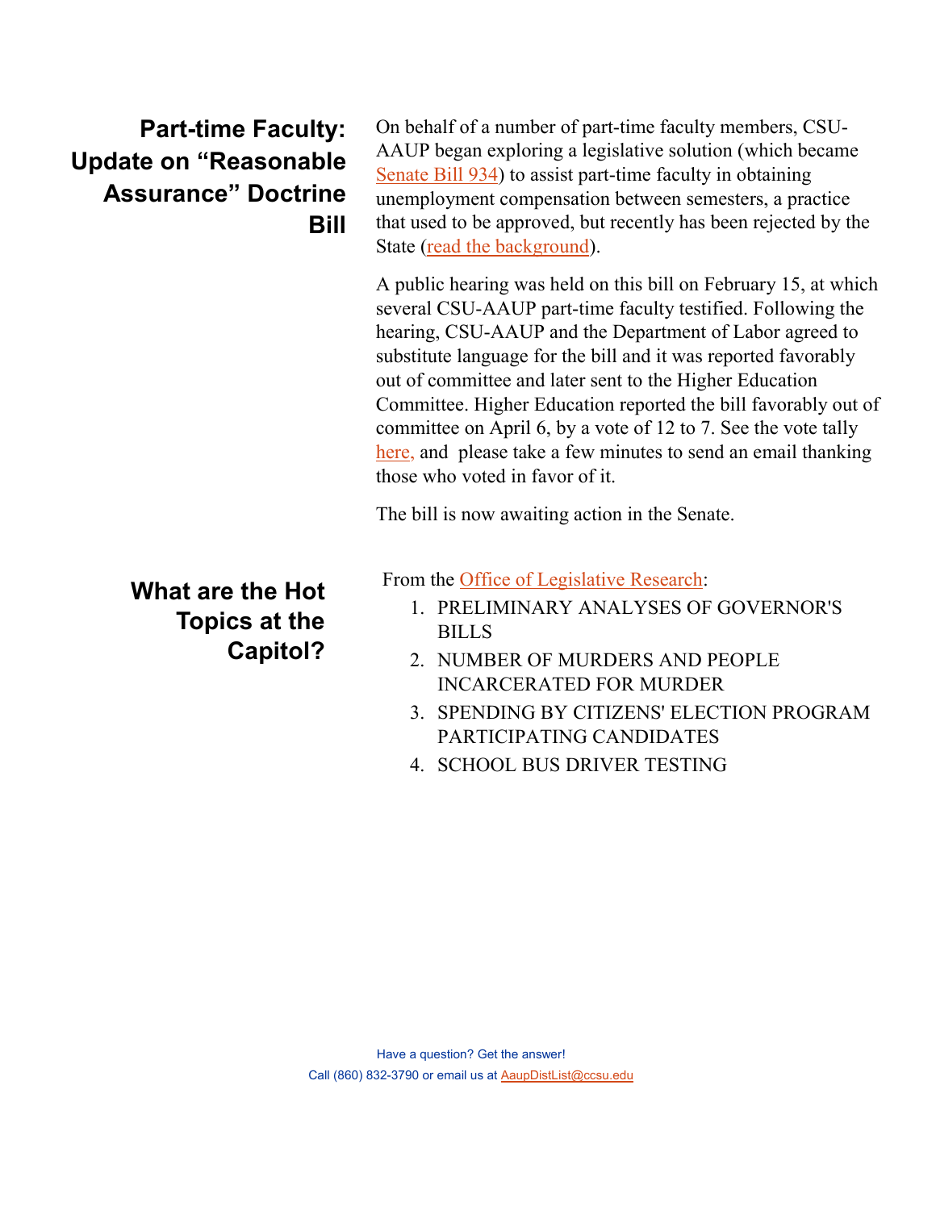## Part-time Faculty: Update on "Reasonable Assurance" Doctrine Bill

On behalf of a number of part-time faculty members, CSU-AAUP began exploring a legislative solution (which became Senate Bill 934) to assist part-time faculty in obtaining unemployment compensation between semesters, a practice that used to be approved, but recently has been rejected by the State (read the background).

A public hearing was held on this bill on February 15, at which several CSU-AAUP part-time faculty testified. Following the hearing, CSU-AAUP and the Department of Labor agreed to substitute language for the bill and it was reported favorably out of committee and later sent to the Higher Education Committee. Higher Education reported the bill favorably out of committee on April 6, by a vote of 12 to 7. See the vote tally here, and please take a few minutes to send an email thanking those who voted in favor of it.

The bill is now awaiting action in the Senate.

## What are the Hot Topics at the Capitol?

From the Office of Legislative Research:

1. PRELIMINARY ANALYSES OF GOVERNOR'S BILLS
2. NUMBER OF MURDERS AND PEOPLE INCARCERATED FOR MURDER
3. SPENDING BY CITIZENS' ELECTION PROGRAM PARTICIPATING CANDIDATES
4. SCHOOL BUS DRIVER TESTING

Have a question? Get the answer!
Call (860) 832-3790 or email us at AaupDistList@ccsu.edu